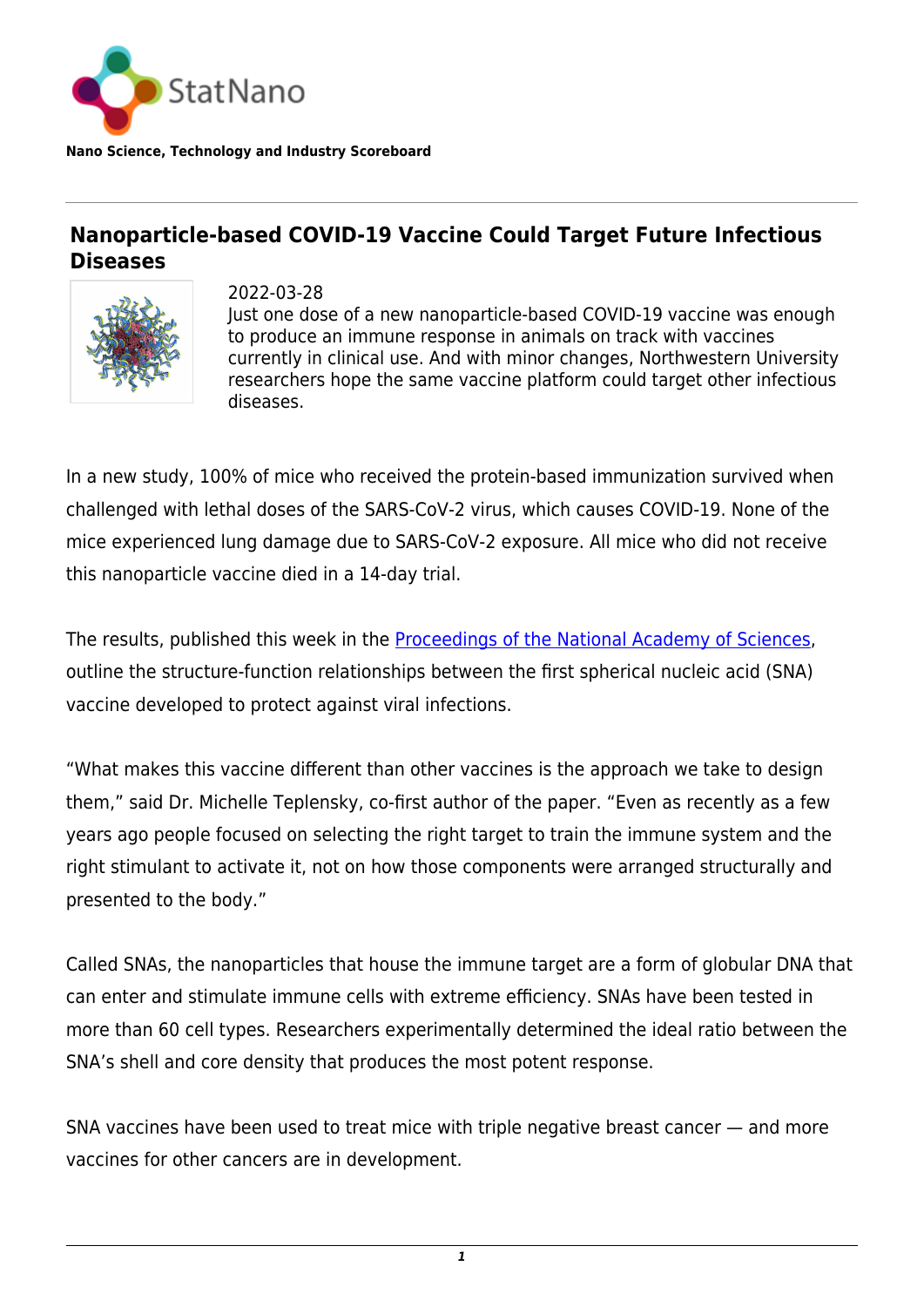StatNano

**Nano Science, Technology and Industry Scoreboard**

# Nanoparticle-based COVID-19 Vaccine Could Target Future Infectious Diseases

2022-03-28

Just one dose of a new nanoparticle-based COVID-19 vaccine was enough to produce an immune response in animals on track with vaccines currently in clinical use. And with minor changes, Northwestern University researchers hope the same vaccine platform could target other infectious diseases.

In a new study, 100% of mice who received the protein-based immunization survived when challenged with lethal doses of the SARS-CoV-2 virus, which causes COVID-19. None of the mice experienced lung damage due to SARS-CoV-2 exposure. All mice who did not receive this nanoparticle vaccine died in a 14-day trial.

The results, published this week in the [Proceedings of the National Academy of Sciences](), outline the structure-function relationships between the first spherical nucleic acid (SNA) vaccine developed to protect against viral infections.

"What makes this vaccine different than other vaccines is the approach we take to design them," said Dr. Michelle Teplensky, co-first author of the paper. "Even as recently as a few years ago people focused on selecting the right target to train the immune system and the right stimulant to activate it, not on how those components were arranged structurally and presented to the body."

Called SNAs, the nanoparticles that house the immune target are a form of globular DNA that can enter and stimulate immune cells with extreme efficiency. SNAs have been tested in more than 60 cell types. Researchers experimentally determined the ideal ratio between the SNA's shell and core density that produces the most potent response.

SNA vaccines have been used to treat mice with triple negative breast cancer — and more vaccines for other cancers are in development.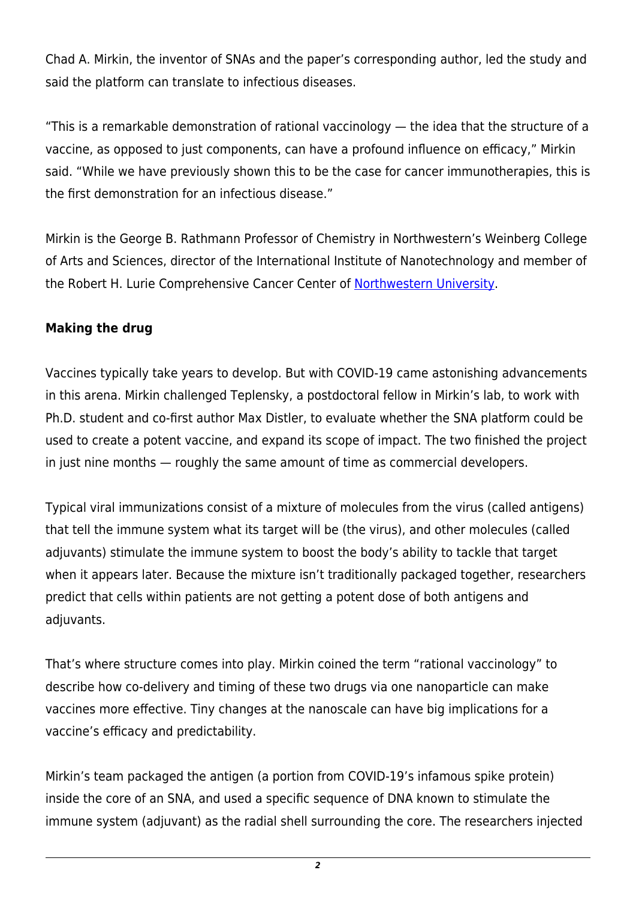Chad A. Mirkin, the inventor of SNAs and the paper's corresponding author, led the study and said the platform can translate to infectious diseases.

"This is a remarkable demonstration of rational vaccinology — the idea that the structure of a vaccine, as opposed to just components, can have a profound influence on efficacy," Mirkin said. "While we have previously shown this to be the case for cancer immunotherapies, this is the first demonstration for an infectious disease."

Mirkin is the George B. Rathmann Professor of Chemistry in Northwestern's Weinberg College of Arts and Sciences, director of the International Institute of Nanotechnology and member of the Robert H. Lurie Comprehensive Cancer Center of [Northwestern University](https://phys.org/tags/northwestern+university/).

**Making the drug**

Vaccines typically take years to develop. But with COVID-19 came astonishing advancements in this arena. Mirkin challenged Teplensky, a postdoctoral fellow in Mirkin's lab, to work with Ph.D. student and co-first author Max Distler, to evaluate whether the SNA platform could be used to create a potent vaccine, and expand its scope of impact. The two finished the project in just nine months — roughly the same amount of time as commercial developers.

Typical viral immunizations consist of a mixture of molecules from the virus (called antigens) that tell the immune system what its target will be (the virus), and other molecules (called adjuvants) stimulate the immune system to boost the body's ability to tackle that target when it appears later. Because the mixture isn't traditionally packaged together, researchers predict that cells within patients are not getting a potent dose of both antigens and adjuvants.

That's where structure comes into play. Mirkin coined the term "rational vaccinology" to describe how co-delivery and timing of these two drugs via one nanoparticle can make vaccines more effective. Tiny changes at the nanoscale can have big implications for a vaccine's efficacy and predictability.

Mirkin's team packaged the antigen (a portion from COVID-19's infamous spike protein) inside the core of an SNA, and used a specific sequence of DNA known to stimulate the immune system (adjuvant) as the radial shell surrounding the core. The researchers injected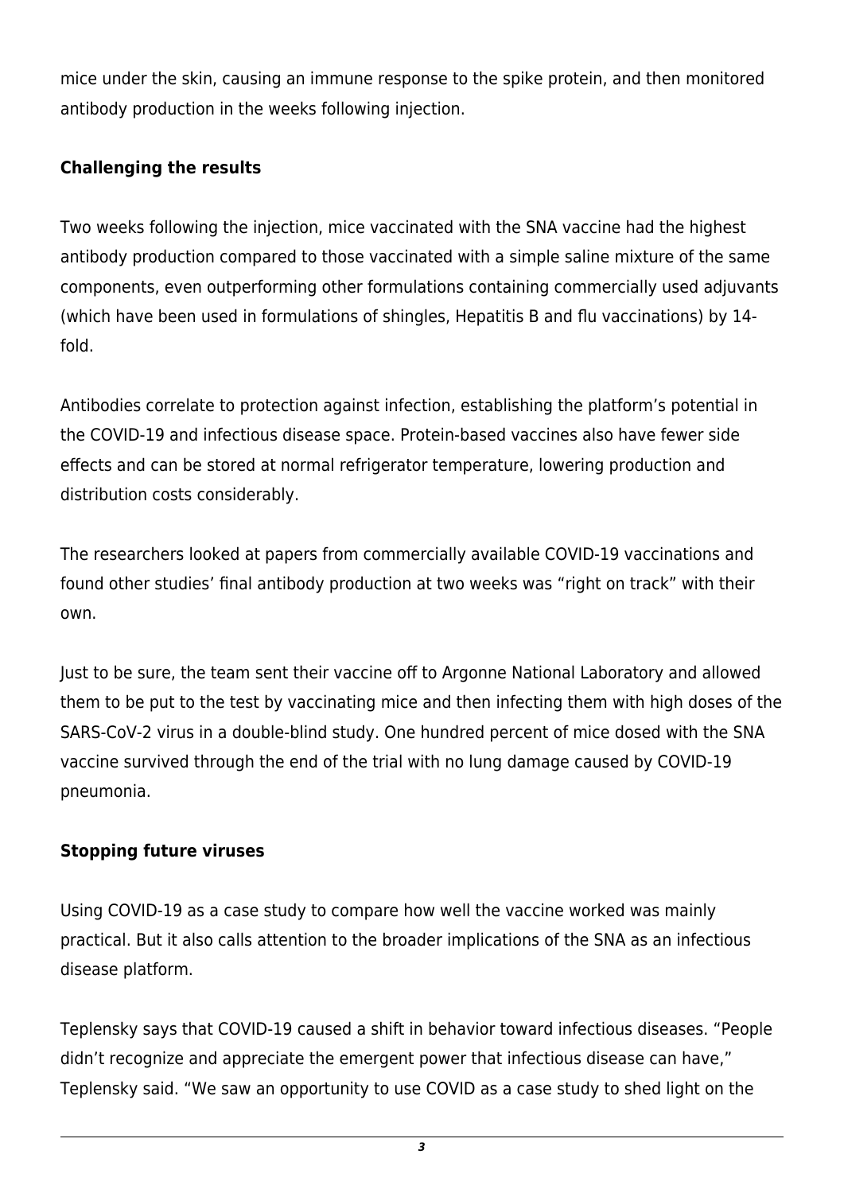mice under the skin, causing an immune response to the spike protein, and then monitored antibody production in the weeks following injection.

**Challenging the results**

Two weeks following the injection, mice vaccinated with the SNA vaccine had the highest antibody production compared to those vaccinated with a simple saline mixture of the same components, even outperforming other formulations containing commercially used adjuvants (which have been used in formulations of shingles, Hepatitis B and flu vaccinations) by 14-fold.

Antibodies correlate to protection against infection, establishing the platform's potential in the COVID-19 and infectious disease space. Protein-based vaccines also have fewer side effects and can be stored at normal refrigerator temperature, lowering production and distribution costs considerably.

The researchers looked at papers from commercially available COVID-19 vaccinations and found other studies' final antibody production at two weeks was "right on track" with their own.

Just to be sure, the team sent their vaccine off to Argonne National Laboratory and allowed them to be put to the test by vaccinating mice and then infecting them with high doses of the SARS-CoV-2 virus in a double-blind study. One hundred percent of mice dosed with the SNA vaccine survived through the end of the trial with no lung damage caused by COVID-19 pneumonia.

**Stopping future viruses**

Using COVID-19 as a case study to compare how well the vaccine worked was mainly practical. But it also calls attention to the broader implications of the SNA as an infectious disease platform.

Teplensky says that COVID-19 caused a shift in behavior toward infectious diseases. "People didn't recognize and appreciate the emergent power that infectious disease can have," Teplensky said. "We saw an opportunity to use COVID as a case study to shed light on the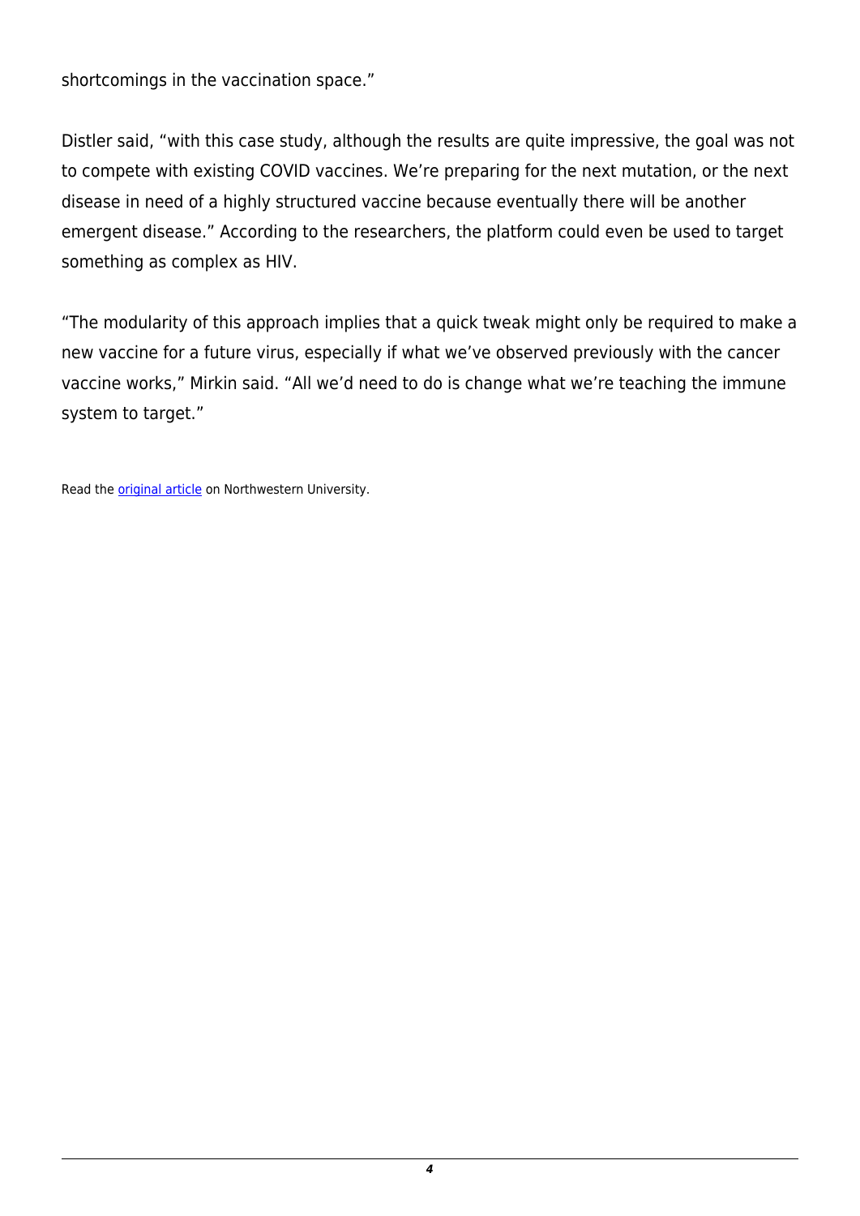shortcomings in the vaccination space."

Distler said, "with this case study, although the results are quite impressive, the goal was not to compete with existing COVID vaccines. We're preparing for the next mutation, or the next disease in need of a highly structured vaccine because eventually there will be another emergent disease." According to the researchers, the platform could even be used to target something as complex as HIV.

"The modularity of this approach implies that a quick tweak might only be required to make a new vaccine for a future virus, especially if what we've observed previously with the cancer vaccine works," Mirkin said. "All we'd need to do is change what we're teaching the immune system to target."

Read the original article on Northwestern University.